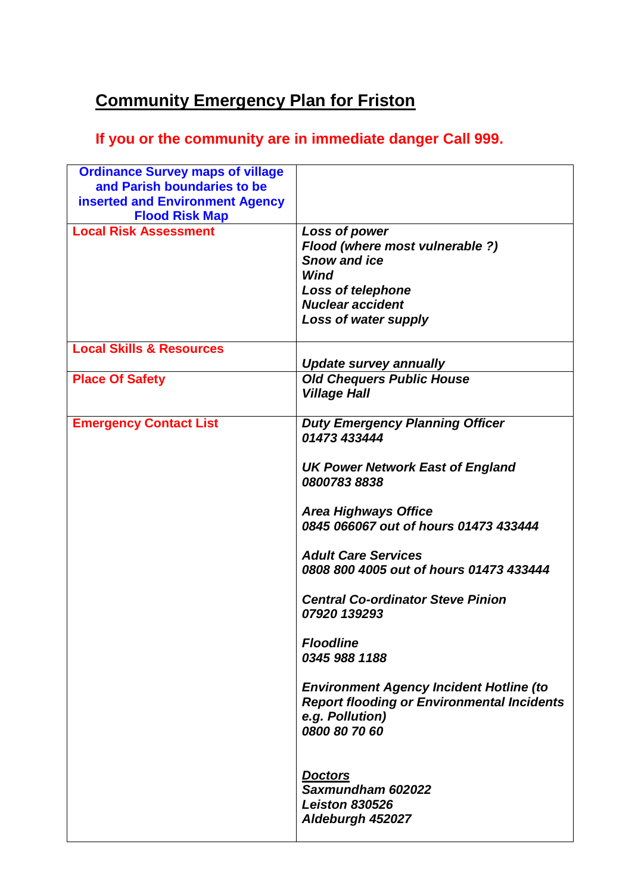# **Community Emergency Plan for Friston**

**If you or the community are in immediate danger Call 999.**

| **Ordinance Survey maps of village and Parish boundaries to be inserted and Environment Agency Flood Risk Map** | |
|---|---|
| **Local Risk Assessment** | ***Loss of power***<br>***Flood (where most vulnerable ?)***<br>***Snow and ice***<br>***Wind***<br>***Loss of telephone***<br>***Nuclear accident***<br>***Loss of water supply*** |
| **Local Skills & Resources** | ***Update survey annually*** |
| **Place Of Safety** | ***Old Chequers Public House***<br>***Village Hall*** |
| **Emergency Contact List** | ***Duty Emergency Planning Officer***<br>***01473 433444***<br><br>***UK Power Network East of England***<br>***0800783 8838***<br><br>***Area Highways Office***<br>***0845 066067 out of hours 01473 433444***<br><br>***Adult Care Services***<br>***0808 800 4005 out of hours 01473 433444***<br><br>***Central Co-ordinator Steve Pinion***<br>***07920 139293***<br><br>***Floodline***<br>***0345 988 1188***<br><br>***Environment Agency Incident Hotline (to Report flooding or Environmental Incidents e.g. Pollution)***<br>***0800 80 70 60***<br><br>***<u>Doctors</u>***<br>***Saxmundham 602022***<br>***Leiston 830526***<br>***Aldeburgh 452027*** |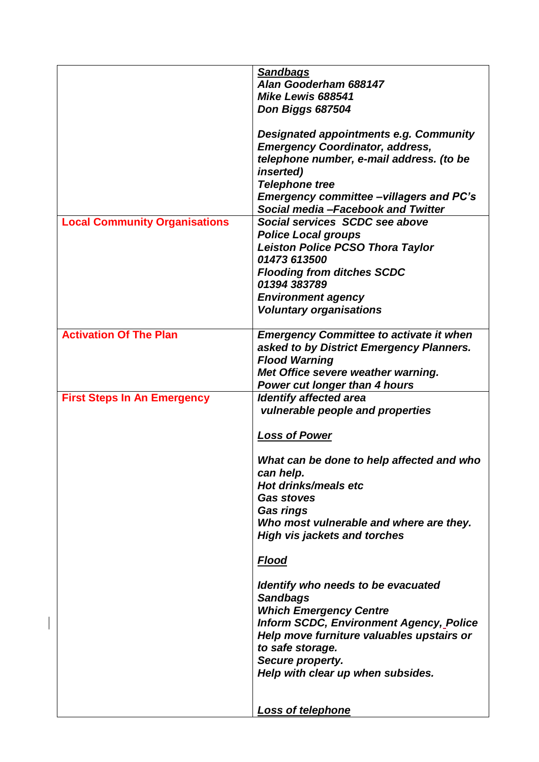| | |
|---|---|
| | ***<u>Sandbags</u>***<br>***Alan Gooderham 688147***<br>***Mike Lewis 688541***<br>***Don Biggs 687504***<br><br>***Designated appointments e.g. Community Emergency Coordinator, address, telephone number, e-mail address. (to be inserted)***<br>***Telephone tree***<br>***Emergency committee –villagers and PC's***<br>***Social media –Facebook and Twitter*** |
| **Local Community Organisations** | ***Social services SCDC see above***<br>***Police Local groups***<br>***Leiston Police PCSO Thora Taylor 01473 613500***<br>***Flooding from ditches SCDC 01394 383789***<br>***Environment agency***<br>***Voluntary organisations*** |
| **Activation Of The Plan** | ***Emergency Committee to activate it when asked to by District Emergency Planners.***<br>***Flood Warning***<br>***Met Office severe weather warning.***<br>***Power cut longer than 4 hours*** |
| **First Steps In An Emergency** | ***Identify affected area***<br>***vulnerable people and properties***<br><br>***<u>Loss of Power</u>***<br><br>***What can be done to help affected and who can help.***<br>***Hot drinks/meals etc***<br>***Gas stoves***<br>***Gas rings***<br>***Who most vulnerable and where are they.***<br>***High vis jackets and torches***<br><br>***<u>Flood</u>***<br><br>***Identify who needs to be evacuated***<br>***Sandbags***<br>***Which Emergency Centre***<br>***Inform SCDC, Environment Agency, Police***<br>***Help move furniture valuables upstairs or to safe storage.***<br>***Secure property.***<br>***Help with clear up when subsides.***<br><br>***<u>Loss of telephone</u>*** |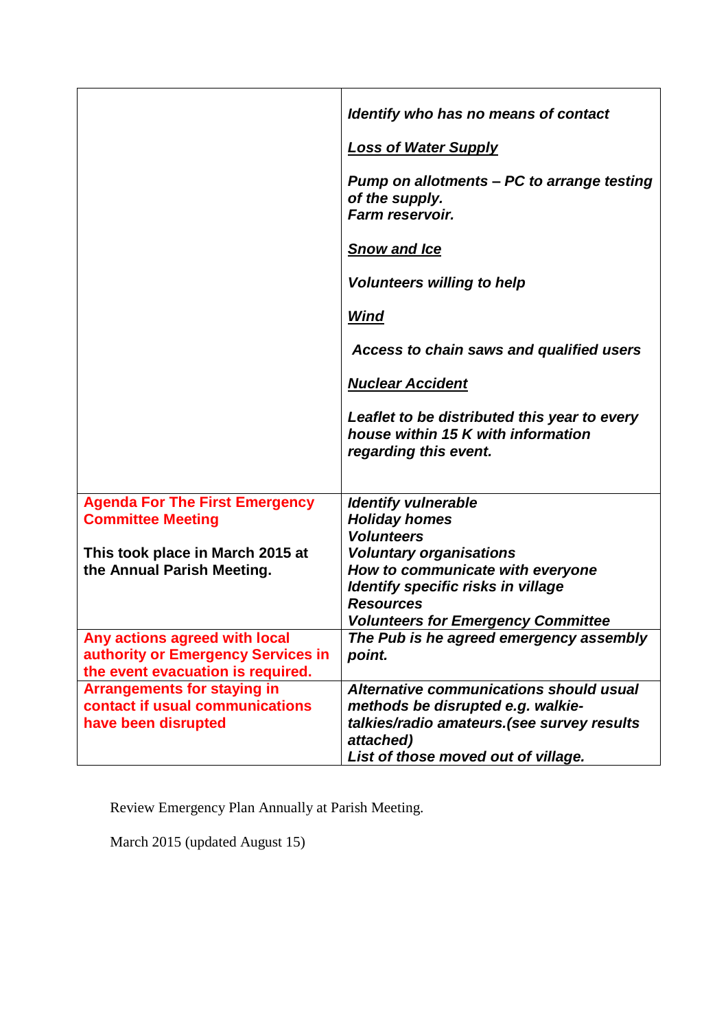| | |
|---|---|
| | ***Identify who has no means of contact***<br><br>***Loss of Water Supply***<br><br>***Pump on allotments – PC to arrange testing of the supply.***<br>***Farm reservoir.***<br><br>***Snow and Ice***<br><br>***Volunteers willing to help***<br><br>***Wind***<br><br>***Access to chain saws and qualified users***<br><br>***Nuclear Accident***<br><br>***Leaflet to be distributed this year to every house within 15 K with information regarding this event.*** |
| **Agenda For The First Emergency Committee Meeting**<br><br>**This took place in March 2015 at the Annual Parish Meeting.** | ***Identify vulnerable***<br>***Holiday homes***<br>***Volunteers***<br>***Voluntary organisations***<br>***How to communicate with everyone***<br>***Identify specific risks in village***<br>***Resources***<br>***Volunteers for Emergency Committee*** |
| **Any actions agreed with local authority or Emergency Services in the event evacuation is required.** | ***The Pub is he agreed emergency assembly point.*** |
| **Arrangements for staying in contact if usual communications have been disrupted** | ***Alternative communications should usual methods be disrupted e.g. walkie-talkies/radio amateurs.(see survey results attached)***<br>***List of those moved out of village.*** |

Review Emergency Plan Annually at Parish Meeting.

March 2015 (updated August 15)